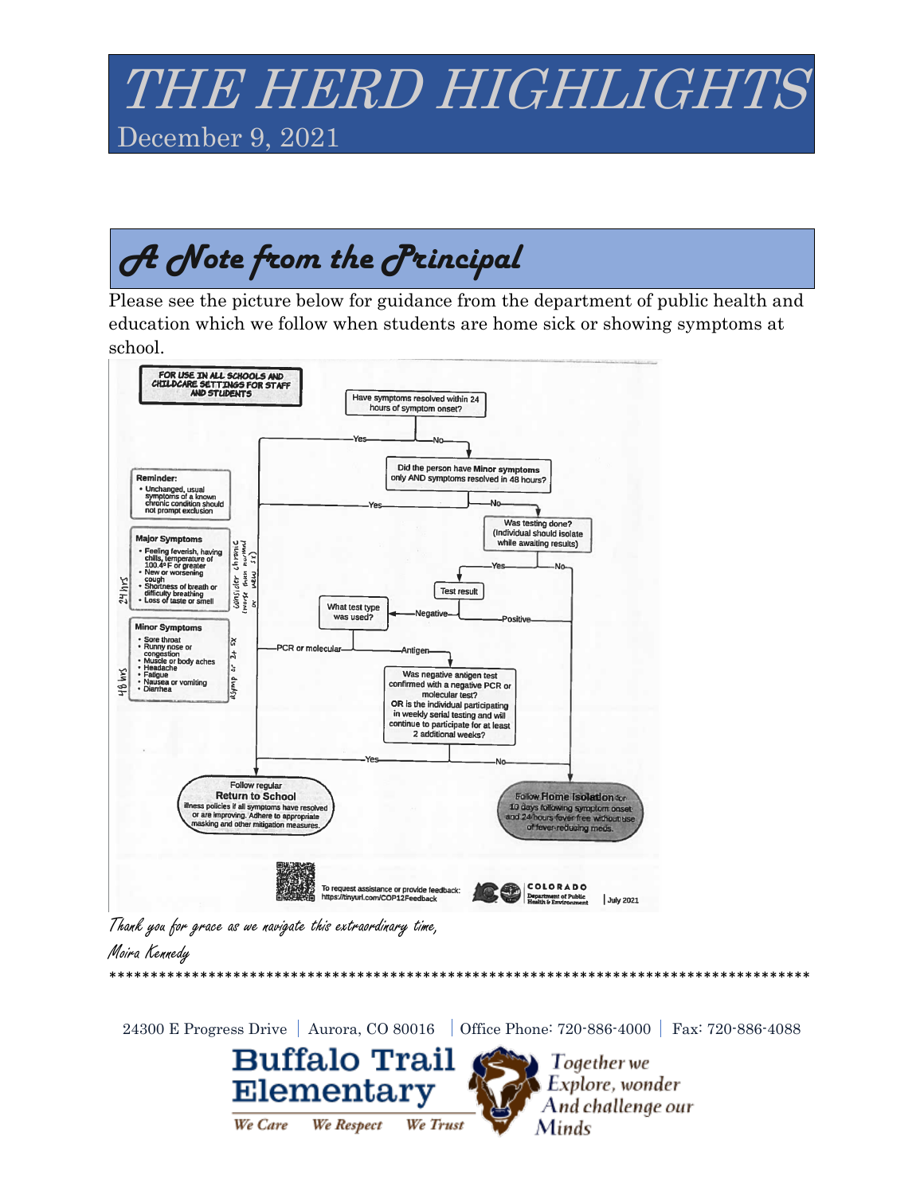# THE HERD HIGHLIGHTS

December 9, 2021

## A Note from the Principal

Please see the picture below for guidance from the department of public health and education which we follow when students are home sick or showing symptoms at school.

**FOR USE IN ALL SCHOOLS AND CHILDCARE SETTINGS FOR STAFF AND STUDENTS**

Have symptoms resolved within 24 hours of symptom onset?
- Yes → Follow regular Return to School
- No → Did the person have **Minor symptoms** only AND symptoms resolved in 48 hours?
  - Yes → Follow regular Return to School
  - No → Was testing done? (Individual should isolate while awaiting results)
    - No → Follow Home Isolation
    - Yes → Test result
      - Positive → Follow Home Isolation
      - Negative → What test type was used?
        - PCR or molecular → Follow regular Return to School
        - Antigen → Was negative antigen test confirmed with a negative PCR or molecular test? **OR** is the individual participating in weekly serial testing and will continue to participate for at least 2 additional weeks?
          - Yes → Follow regular Return to School
          - No → Follow Home Isolation

**Reminder:**
- Unchanged, usual symptoms of a known chronic condition should not prompt exclusion

**Major Symptoms** (24 hrs)
- Feeling feverish, having chills, temperature of 100.4°F or greater
- New or worsening cough
- Shortness of breath or difficulty breathing
- Loss of taste or smell

(consider chronic (worse than normal or new sx))

**Minor Symptoms** (48 hrs)
- Sore throat
- Runny nose or congestion
- Muscle or body aches
- Headache
- Fatigue
- Nausea or vomiting
- Diarrhea

(asymp or 2+ sx)

Follow regular **Return to School** illness policies if all symptoms have resolved or are improving. Adhere to appropriate masking and other mitigation measures.

Follow **Home Isolation** for 10 days following symptom onset and 24 hours fever free without use of fever-reducing meds.

To request assistance or provide feedback: https://tinyurl.com/COP12Feedback

COLORADO Department of Public Health & Environment | July 2021

*Thank you for grace as we navigate this extraordinary time,*

*Moira Kennedy*

***************************************************************************************

24300 E Progress Drive | Aurora, CO 80016 | Office Phone: 720-886-4000 | Fax: 720-886-4088

**Buffalo Trail Elementary**

*We Care We Respect We Trust*

*Together we Explore, wonder And challenge our Minds*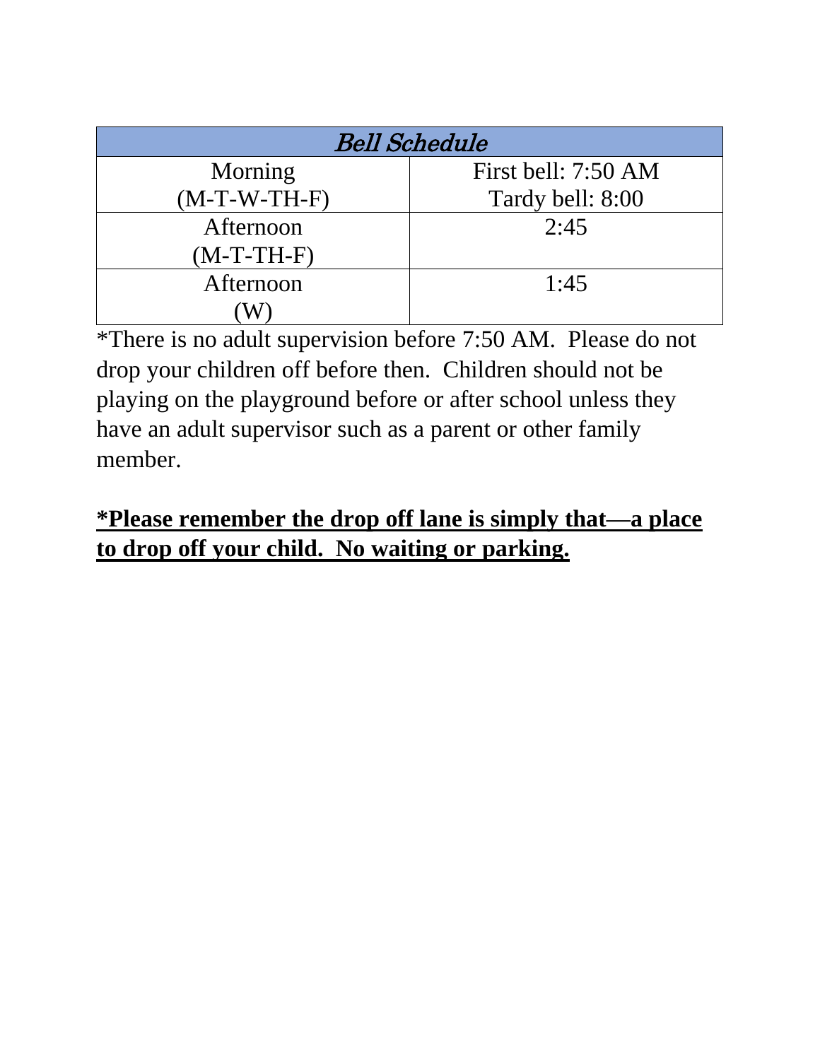| *Bell Schedule* | |
|---|---|
| Morning (M-T-W-TH-F) | First bell: 7:50 AM<br>Tardy bell: 8:00 |
| Afternoon (M-T-TH-F) | 2:45 |
| Afternoon (W) | 1:45 |

*There is no adult supervision before 7:50 AM. Please do not drop your children off before then. Children should not be playing on the playground before or after school unless they have an adult supervisor such as a parent or other family member.

***Please remember the drop off lane is simply that—a place to drop off your child. No waiting or parking.**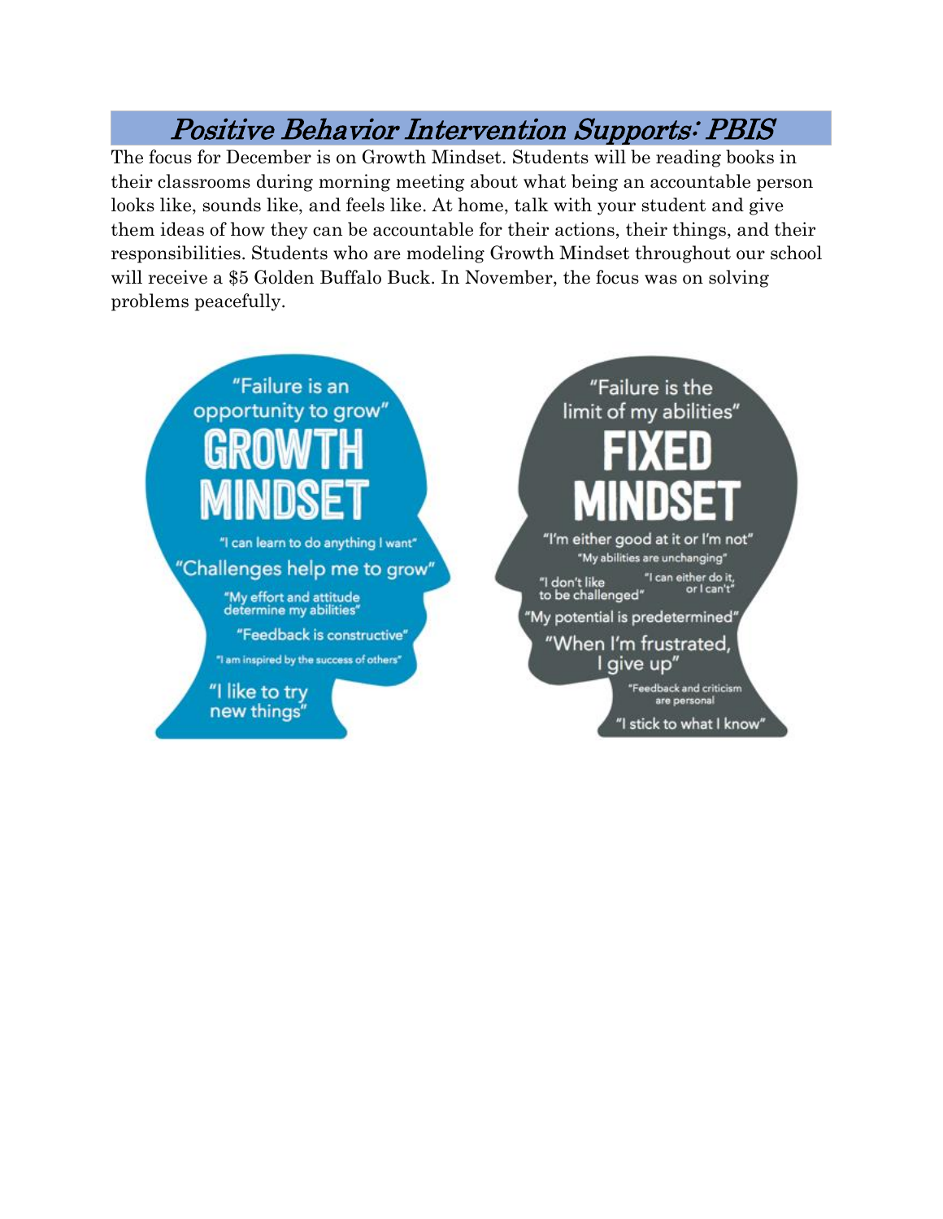# *Positive Behavior Intervention Supports: PBIS*

The focus for December is on Growth Mindset. Students will be reading books in their classrooms during morning meeting about what being an accountable person looks like, sounds like, and feels like. At home, talk with your student and give them ideas of how they can be accountable for their actions, their things, and their responsibilities. Students who are modeling Growth Mindset throughout our school will receive a $5 Golden Buffalo Buck. In November, the focus was on solving problems peacefully.

"Failure is an opportunity to grow"

**GROWTH MINDSET**

"I can learn to do anything I want"

"Challenges help me to grow"

"My effort and attitude determine my abilities"

"Feedback is constructive"

"I am inspired by the success of others"

"I like to try new things"

"Failure is the limit of my abilities"

**FIXED MINDSET**

"I'm either good at it or I'm not"

"My abilities are unchanging"

"I don't like to be challenged"

"I can either do it, or I can't"

"My potential is predetermined"

"When I'm frustrated, I give up"

"Feedback and criticism are personal"

"I stick to what I know"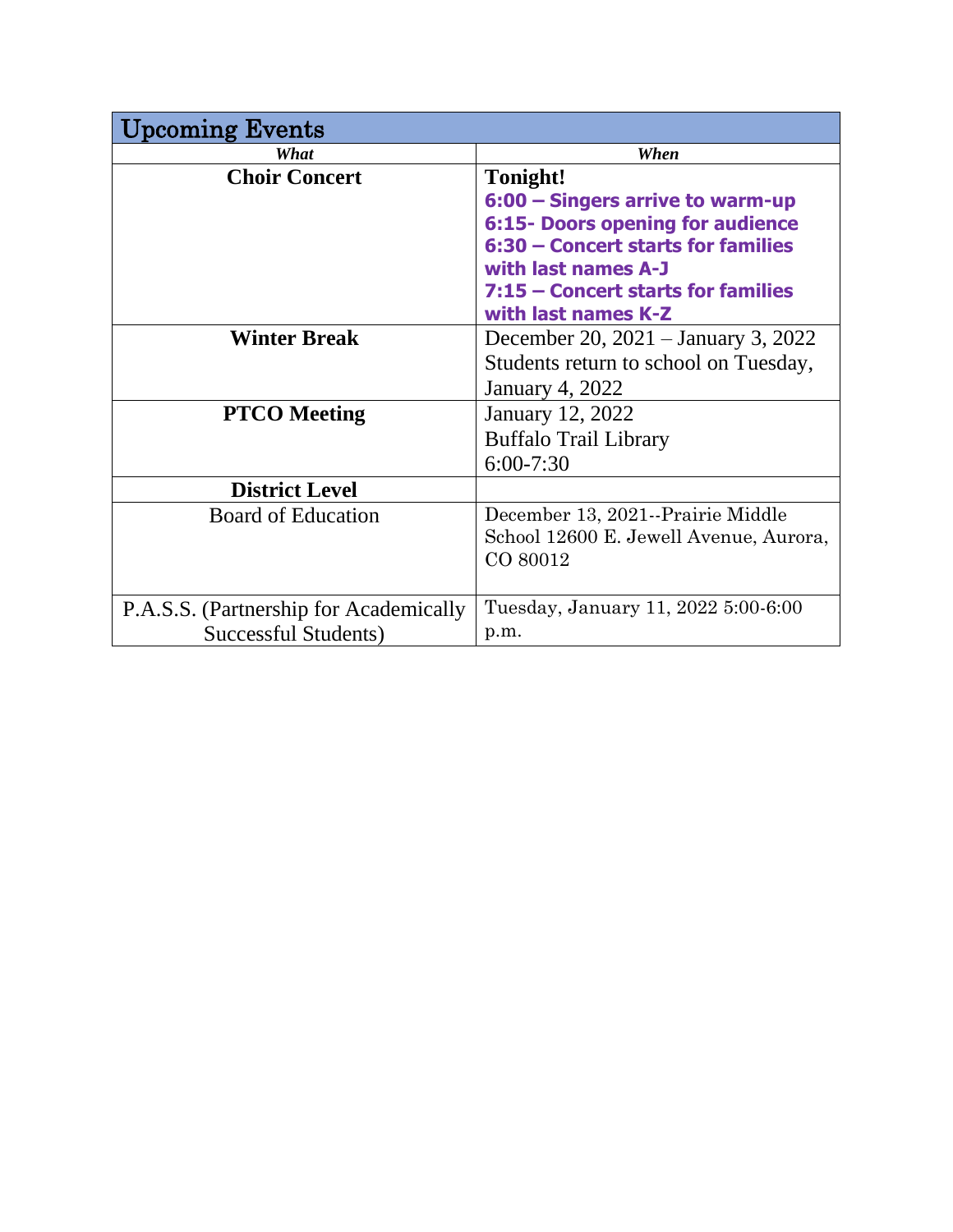## Upcoming Events

| *What* | *When* |
|---|---|
| **Choir Concert** | **Tonight!**<br>**6:00 – Singers arrive to warm-up**<br>**6:15- Doors opening for audience**<br>**6:30 – Concert starts for families with last names A-J**<br>**7:15 – Concert starts for families with last names K-Z** |
| **Winter Break** | December 20, 2021 – January 3, 2022<br>Students return to school on Tuesday, January 4, 2022 |
| **PTCO Meeting** | January 12, 2022<br>Buffalo Trail Library<br>6:00-7:30 |
| **District Level** | |
| Board of Education | December 13, 2021--Prairie Middle School 12600 E. Jewell Avenue, Aurora, CO 80012 |
| P.A.S.S. (Partnership for Academically Successful Students) | Tuesday, January 11, 2022 5:00-6:00 p.m. |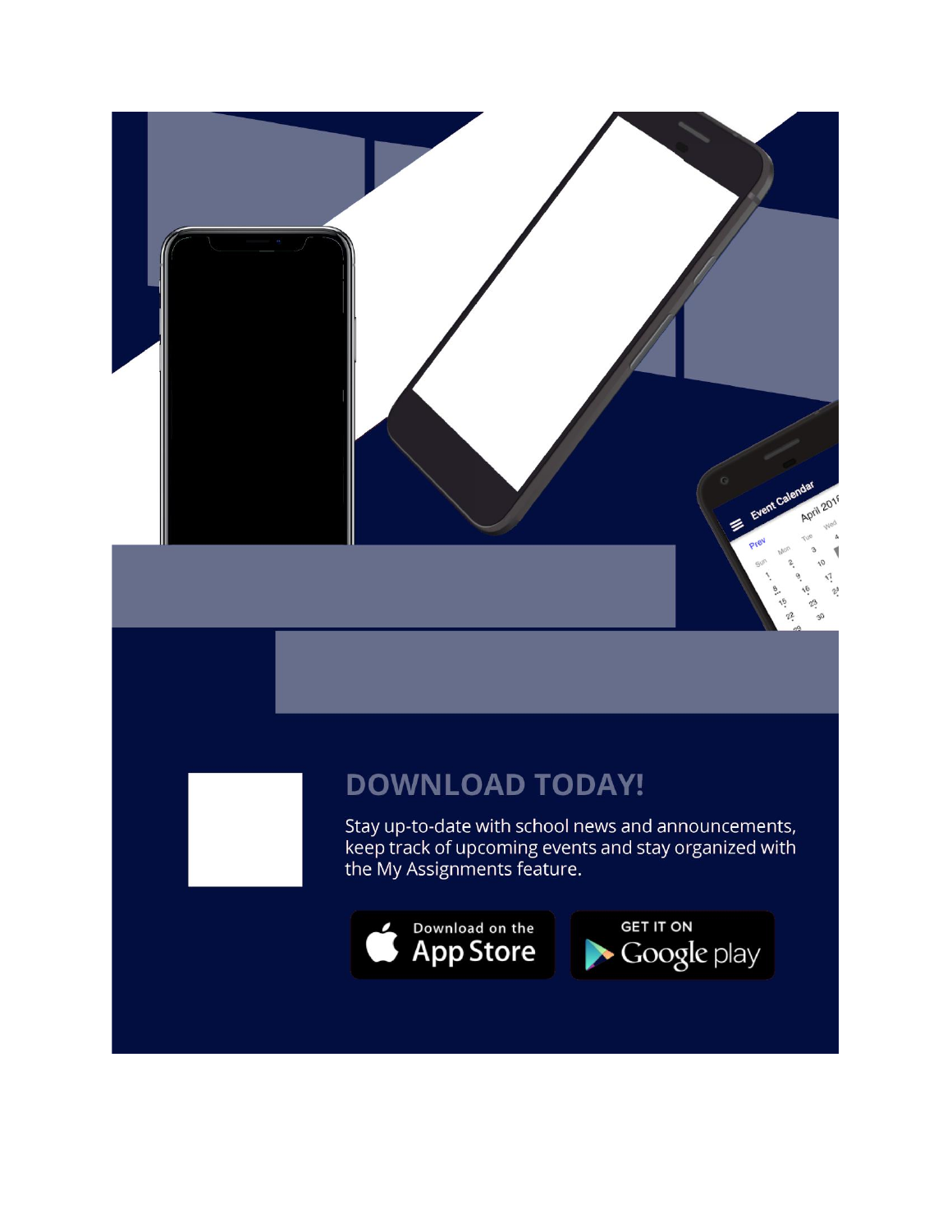## DOWNLOAD TODAY!

Stay up-to-date with school news and announcements, keep track of upcoming events and stay organized with the My Assignments feature.

Download on the App Store

GET IT ON Google play